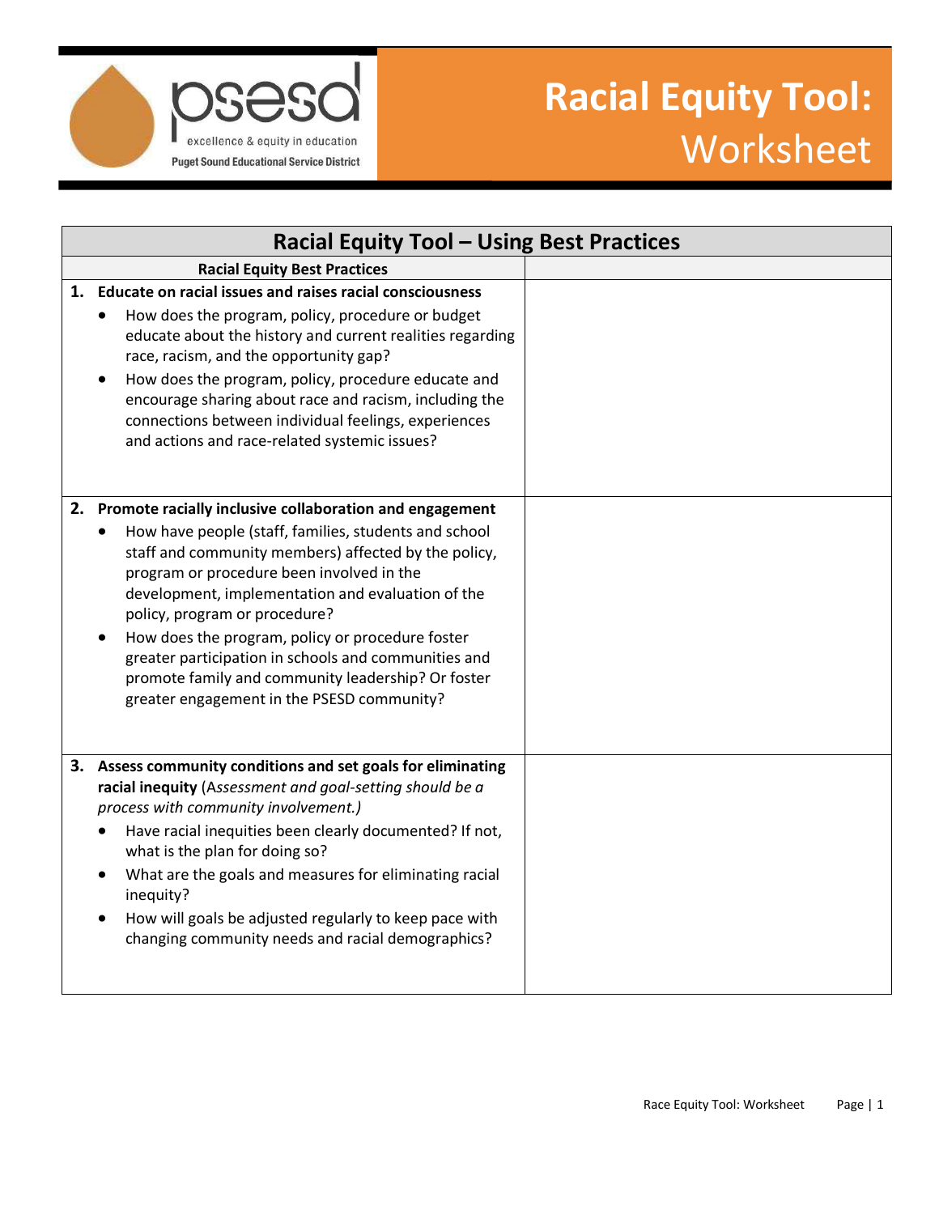psesd
excellence & equity in education
Puget Sound Educational Service District

# Racial Equity Tool: Worksheet

| Racial Equity Tool – Using Best Practices | |
|---|---|
| **Racial Equity Best Practices** | |
| **1. Educate on racial issues and raises racial consciousness**<br>• How does the program, policy, procedure or budget educate about the history and current realities regarding race, racism, and the opportunity gap?<br>• How does the program, policy, procedure educate and encourage sharing about race and racism, including the connections between individual feelings, experiences and actions and race-related systemic issues? | |
| **2. Promote racially inclusive collaboration and engagement**<br>• How have people (staff, families, students and school staff and community members) affected by the policy, program or procedure been involved in the development, implementation and evaluation of the policy, program or procedure?<br>• How does the program, policy or procedure foster greater participation in schools and communities and promote family and community leadership? Or foster greater engagement in the PSESD community? | |
| **3. Assess community conditions and set goals for eliminating racial inequity** (*Assessment and goal-setting should be a process with community involvement.)*<br>• Have racial inequities been clearly documented? If not, what is the plan for doing so?<br>• What are the goals and measures for eliminating racial inequity?<br>• How will goals be adjusted regularly to keep pace with changing community needs and racial demographics? | |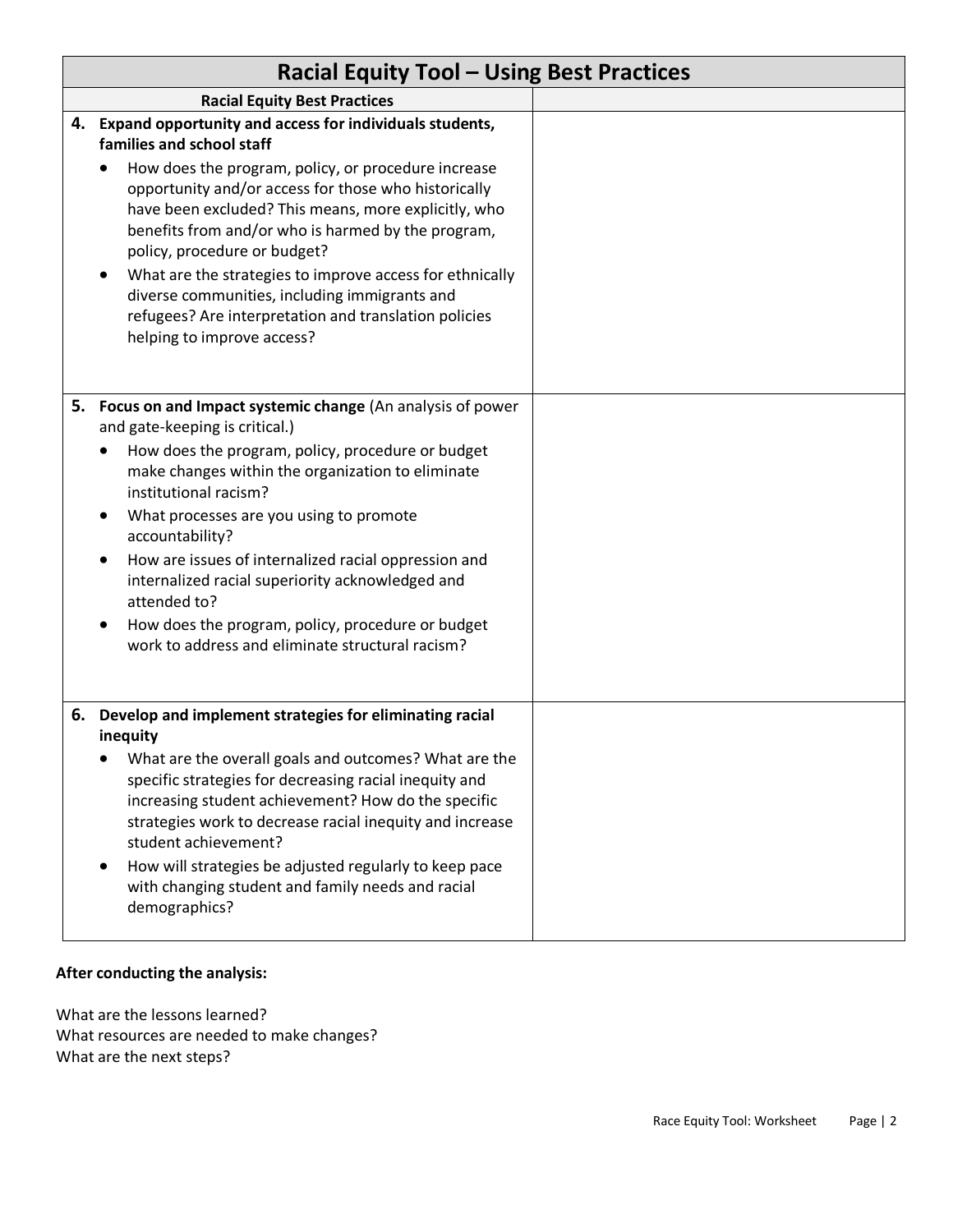# Racial Equity Tool – Using Best Practices

| Racial Equity Best Practices | |
|---|---|
| **4. Expand opportunity and access for individuals students, families and school staff**<br>• How does the program, policy, or procedure increase opportunity and/or access for those who historically have been excluded? This means, more explicitly, who benefits from and/or who is harmed by the program, policy, procedure or budget?<br>• What are the strategies to improve access for ethnically diverse communities, including immigrants and refugees? Are interpretation and translation policies helping to improve access? | |
| **5. Focus on and Impact systemic change** (An analysis of power and gate-keeping is critical.)<br>• How does the program, policy, procedure or budget make changes within the organization to eliminate institutional racism?<br>• What processes are you using to promote accountability?<br>• How are issues of internalized racial oppression and internalized racial superiority acknowledged and attended to?<br>• How does the program, policy, procedure or budget work to address and eliminate structural racism? | |
| **6. Develop and implement strategies for eliminating racial inequity**<br>• What are the overall goals and outcomes? What are the specific strategies for decreasing racial inequity and increasing student achievement? How do the specific strategies work to decrease racial inequity and increase student achievement?<br>• How will strategies be adjusted regularly to keep pace with changing student and family needs and racial demographics? | |

**After conducting the analysis:**

What are the lessons learned?
What resources are needed to make changes?
What are the next steps?